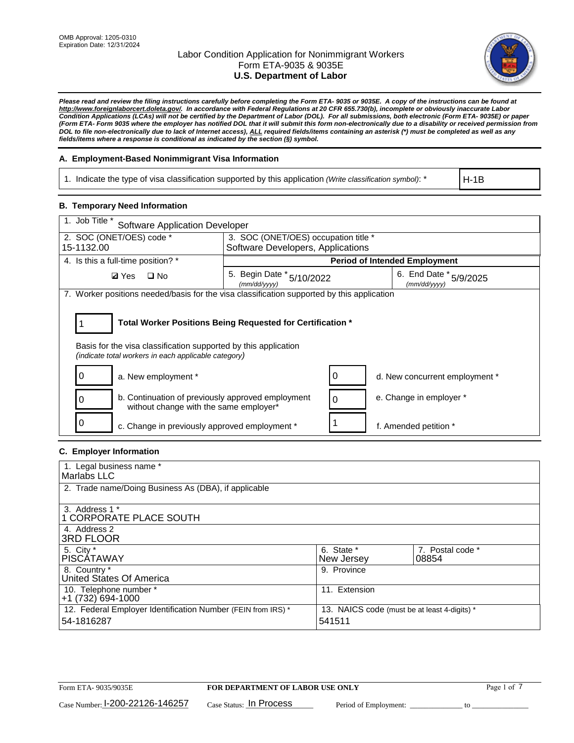OMB Approval: 1205-0310
Expiration Date: 12/31/2024

# Labor Condition Application for Nonimmigrant Workers
## Form ETA-9035 & 9035E
## U.S. Department of Labor

***Please read and review the filing instructions carefully before completing the Form ETA- 9035 or 9035E. A copy of the instructions can be found at http://www.foreignlaborcert.doleta.gov/. In accordance with Federal Regulations at 20 CFR 655.730(b), incomplete or obviously inaccurate Labor Condition Applications (LCAs) will not be certified by the Department of Labor (DOL). For all submissions, both electronic (Form ETA- 9035E) or paper (Form ETA- Form 9035 where the employer has notified DOL that it will submit this form non-electronically due to a disability or received permission from DOL to file non-electronically due to lack of Internet access), ALL required fields/items containing an asterisk (*) must be completed as well as any fields/items where a response is conditional as indicated by the section (§) symbol.***

### A. Employment-Based Nonimmigrant Visa Information

| 1. Indicate the type of visa classification supported by this application *(Write classification symbol)*: * | H-1B |
|---|---|

### B. Temporary Need Information

| 1. Job Title * Software Application Developer | | |
|---|---|---|
| 2. SOC (ONET/OES) code * 15-1132.00 | 3. SOC (ONET/OES) occupation title * Software Developers, Applications | |
| 4. Is this a full-time position? * | **Period of Intended Employment** | |
| ☑ Yes ☐ No | 5. Begin Date * *(mm/dd/yyyy)* 5/10/2022 | 6. End Date * *(mm/dd/yyyy)* 5/9/2025 |

7. Worker positions needed/basis for the visa classification supported by this application

**1 — Total Worker Positions Being Requested for Certification ***

Basis for the visa classification supported by this application
*(indicate total workers in each applicable category)*

| Count | Category | Count | Category |
|---|---|---|---|
| 0 | a. New employment * | 0 | d. New concurrent employment * |
| 0 | b. Continuation of previously approved employment without change with the same employer* | 0 | e. Change in employer * |
| 0 | c. Change in previously approved employment * | 1 | f. Amended petition * |

### C. Employer Information

| | |
|---|---|
| 1. Legal business name * Marlabs LLC | |
| 2. Trade name/Doing Business As (DBA), if applicable | |
| 3. Address 1 * 1 CORPORATE PLACE SOUTH | |
| 4. Address 2 3RD FLOOR | |
| 5. City * PISCATAWAY | 6. State * New Jersey / 7. Postal code * 08854 |
| 8. Country * United States Of America | 9. Province |
| 10. Telephone number * +1 (732) 694-1000 | 11. Extension |
| 12. Federal Employer Identification Number (FEIN from IRS) * 54-1816287 | 13. NAICS code (must be at least 4-digits) * 541511 |

Form ETA- 9035/9035E — **FOR DEPARTMENT OF LABOR USE ONLY**

Case Number: I-200-22126-146257 Case Status: In Process Period of Employment: ______________ to ______________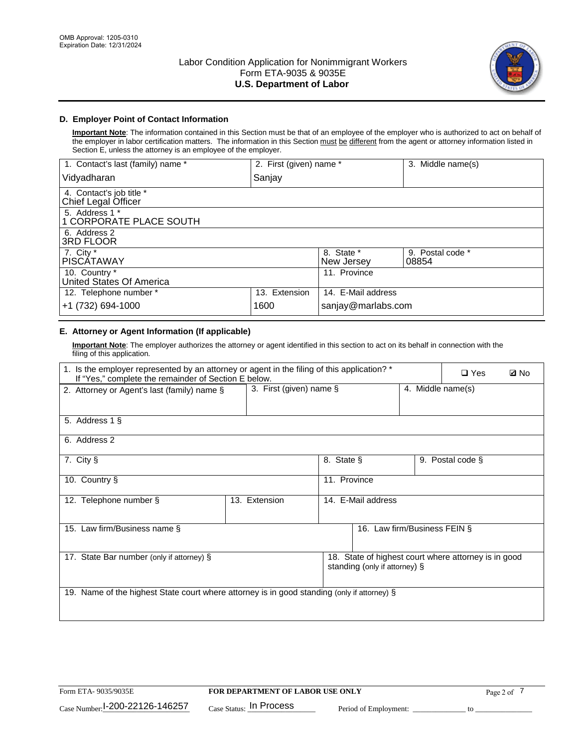Labor Condition Application for Nonimmigrant Workers
Form ETA-9035 & 9035E
**U.S. Department of Labor**

OMB Approval: 1205-0310
Expiration Date: 12/31/2024

## D. Employer Point of Contact Information

**Important Note**: The information contained in this Section must be that of an employee of the employer who is authorized to act on behalf of the employer in labor certification matters. The information in this Section must be different from the agent or attorney information listed in Section E, unless the attorney is an employee of the employer.

| 1. Contact's last (family) name * | 2. First (given) name * | 3. Middle name(s) |
|---|---|---|
| Vidyadharan | Sanjay | |
| 4. Contact's job title * | | |
| Chief Legal Officer | | |
| 5. Address 1 * | | |
| 1 CORPORATE PLACE SOUTH | | |
| 6. Address 2 | | |
| 3RD FLOOR | | |
| 7. City * | 8. State * | 9. Postal code * |
| PISCATAWAY | New Jersey | 08854 |
| 10. Country * | 11. Province | |
| United States Of America | | |
| 12. Telephone number * | 13. Extension | 14. E-Mail address |
| +1 (732) 694-1000 | 1600 | sanjay@marlabs.com |

## E. Attorney or Agent Information (If applicable)

**Important Note**: The employer authorizes the attorney or agent identified in this section to act on its behalf in connection with the filing of this application.

| 1. Is the employer represented by an attorney or agent in the filing of this application? * If "Yes," complete the remainder of Section E below. | | ❑ Yes ☑ No |
|---|---|---|
| 2. Attorney or Agent's last (family) name § | 3. First (given) name § | 4. Middle name(s) |
| 5. Address 1 § | | |
| 6. Address 2 | | |
| 7. City § | 8. State § | 9. Postal code § |
| 10. Country § | 11. Province | |
| 12. Telephone number § | 13. Extension | 14. E-Mail address |
| 15. Law firm/Business name § | | 16. Law firm/Business FEIN § |
| 17. State Bar number (only if attorney) § | | 18. State of highest court where attorney is in good standing (only if attorney) § |
| 19. Name of the highest State court where attorney is in good standing (only if attorney) § | | |

Form ETA- 9035/9035E **FOR DEPARTMENT OF LABOR USE ONLY**

Case Number: I-200-22126-146257 Case Status: In Process Period of Employment: _____________ to _____________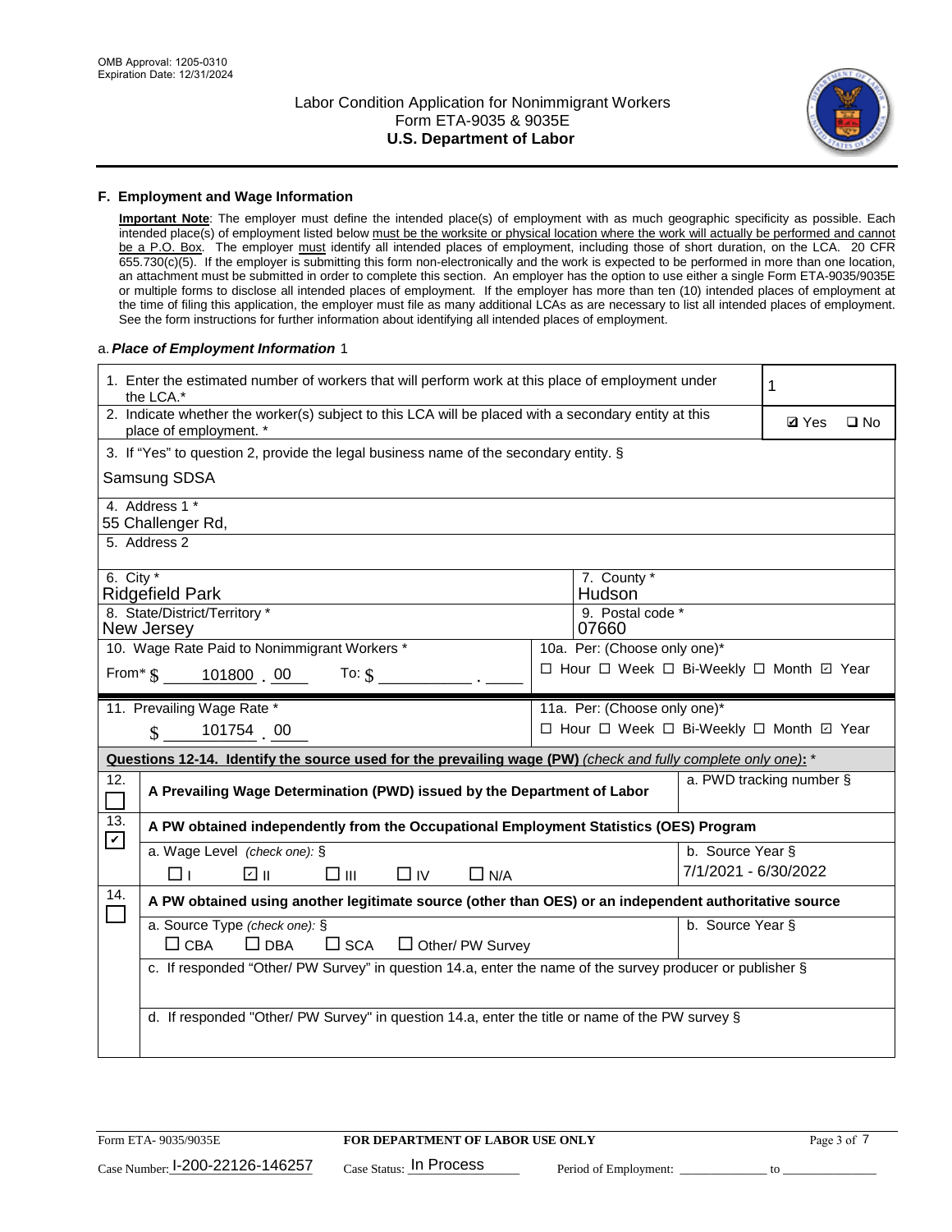## F. Employment and Wage Information

**Important Note**: The employer must define the intended place(s) of employment with as much geographic specificity as possible. Each intended place(s) of employment listed below must be the worksite or physical location where the work will actually be performed and cannot be a P.O. Box. The employer must identify all intended places of employment, including those of short duration, on the LCA. 20 CFR 655.730(c)(5). If the employer is submitting this form non-electronically and the work is expected to be performed in more than one location, an attachment must be submitted in order to complete this section. An employer has the option to use either a single Form ETA-9035/9035E or multiple forms to disclose all intended places of employment. If the employer has more than ten (10) intended places of employment at the time of filing this application, the employer must file as many additional LCAs as are necessary to list all intended places of employment. See the form instructions for further information about identifying all intended places of employment.

a. *Place of Employment Information* 1

| | |
|---|---|
| 1. Enter the estimated number of workers that will perform work at this place of employment under the LCA.* | 1 |
| 2. Indicate whether the worker(s) subject to this LCA will be placed with a secondary entity at this place of employment. * | ☑ Yes ☐ No |
| 3. If "Yes" to question 2, provide the legal business name of the secondary entity. § Samsung SDSA | |
| 4. Address 1 * 55 Challenger Rd, | |
| 5. Address 2 | |
| 6. City * Ridgefield Park | 7. County * Hudson |
| 8. State/District/Territory * New Jersey | 9. Postal code * 07660 |
| 10. Wage Rate Paid to Nonimmigrant Workers * From* $ 101800 . 00 To: $ ________ . ____ | 10a. Per: (Choose only one)* ☐ Hour ☐ Week ☐ Bi-Weekly ☐ Month ☑ Year |
| 11. Prevailing Wage Rate * $ 101754 . 00 | 11a. Per: (Choose only one)* ☐ Hour ☐ Week ☐ Bi-Weekly ☐ Month ☑ Year |

**Questions 12-14. Identify the source used for the prevailing wage (PW)** *(check and fully complete only one)*: *

| | | |
|---|---|---|
| 12. ☐ | **A Prevailing Wage Determination (PWD) issued by the Department of Labor** | a. PWD tracking number § |
| 13. ☑ | **A PW obtained independently from the Occupational Employment Statistics (OES) Program** | |
| | a. Wage Level *(check one)*: § ☐ I ☑ II ☐ III ☐ IV ☐ N/A | b. Source Year § 7/1/2021 - 6/30/2022 |
| 14. ☐ | **A PW obtained using another legitimate source (other than OES) or an independent authoritative source** | |
| | a. Source Type *(check one)*: § ☐ CBA ☐ DBA ☐ SCA ☐ Other/ PW Survey | b. Source Year § |
| | c. If responded "Other/ PW Survey" in question 14.a, enter the name of the survey producer or publisher § | |
| | d. If responded "Other/ PW Survey" in question 14.a, enter the title or name of the PW survey § | |

Form ETA- 9035/9035E **FOR DEPARTMENT OF LABOR USE ONLY**

Case Number: I-200-22126-146257 Case Status: In Process Period of Employment: ____________ to ____________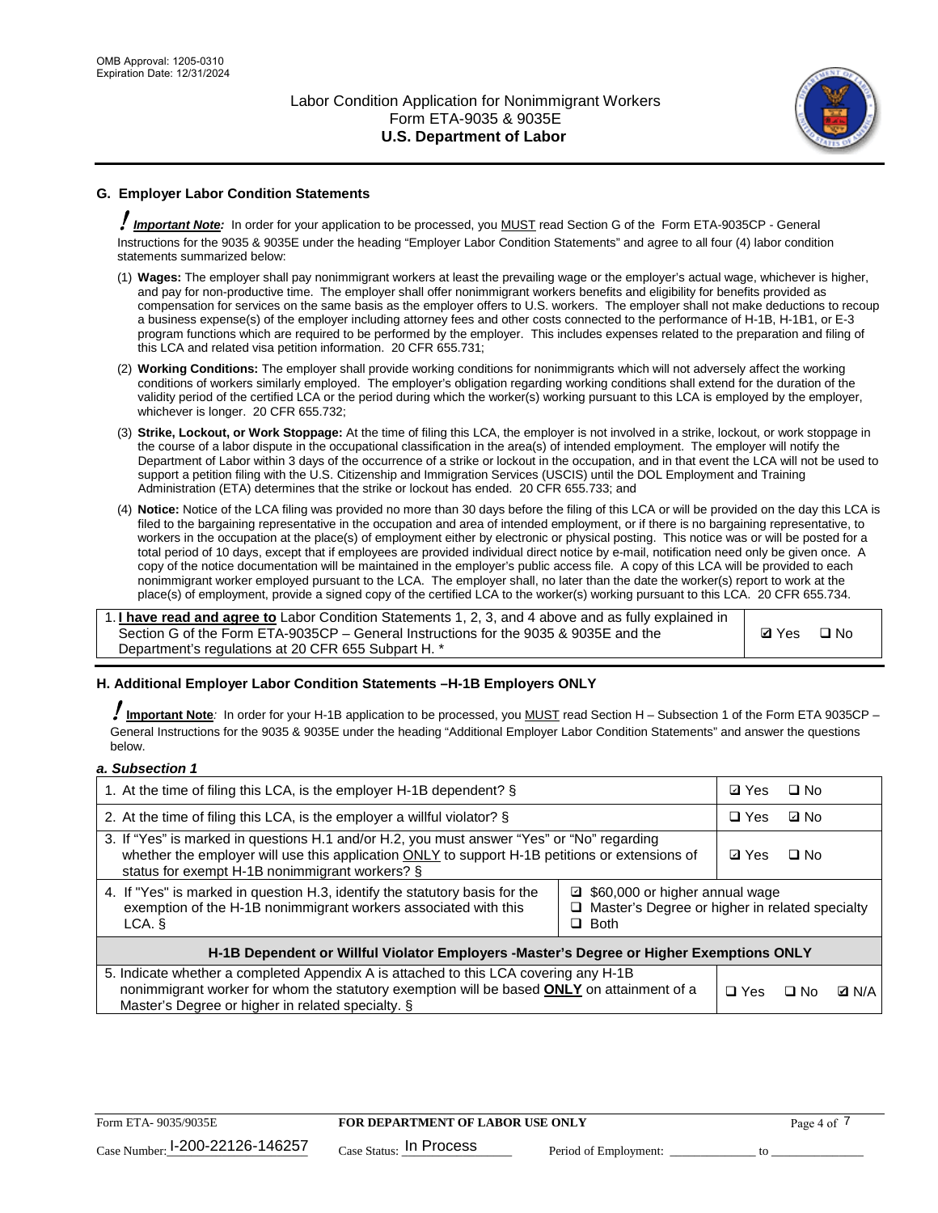## G. Employer Labor Condition Statements

! ***Important Note:*** In order for your application to be processed, you MUST read Section G of the Form ETA-9035CP - General Instructions for the 9035 & 9035E under the heading "Employer Labor Condition Statements" and agree to all four (4) labor condition statements summarized below:

(1) **Wages:** The employer shall pay nonimmigrant workers at least the prevailing wage or the employer's actual wage, whichever is higher, and pay for non-productive time. The employer shall offer nonimmigrant workers benefits and eligibility for benefits provided as compensation for services on the same basis as the employer offers to U.S. workers. The employer shall not make deductions to recoup a business expense(s) of the employer including attorney fees and other costs connected to the performance of H-1B, H-1B1, or E-3 program functions which are required to be performed by the employer. This includes expenses related to the preparation and filing of this LCA and related visa petition information. 20 CFR 655.731;

(2) **Working Conditions:** The employer shall provide working conditions for nonimmigrants which will not adversely affect the working conditions of workers similarly employed. The employer's obligation regarding working conditions shall extend for the duration of the validity period of the certified LCA or the period during which the worker(s) working pursuant to this LCA is employed by the employer, whichever is longer. 20 CFR 655.732;

(3) **Strike, Lockout, or Work Stoppage:** At the time of filing this LCA, the employer is not involved in a strike, lockout, or work stoppage in the course of a labor dispute in the occupational classification in the area(s) of intended employment. The employer will notify the Department of Labor within 3 days of the occurrence of a strike or lockout in the occupation, and in that event the LCA will not be used to support a petition filing with the U.S. Citizenship and Immigration Services (USCIS) until the DOL Employment and Training Administration (ETA) determines that the strike or lockout has ended. 20 CFR 655.733; and

(4) **Notice:** Notice of the LCA filing was provided no more than 30 days before the filing of this LCA or will be provided on the day this LCA is filed to the bargaining representative in the occupation and area of intended employment, or if there is no bargaining representative, to workers in the occupation at the place(s) of employment either by electronic or physical posting. This notice was or will be posted for a total period of 10 days, except that if employees are provided individual direct notice by e-mail, notification need only be given once. A copy of the notice documentation will be maintained in the employer's public access file. A copy of this LCA will be provided to each nonimmigrant worker employed pursuant to the LCA. The employer shall, no later than the date the worker(s) report to work at the place(s) of employment, provide a signed copy of the certified LCA to the worker(s) working pursuant to this LCA. 20 CFR 655.734.

| 1. **I have read and agree to** Labor Condition Statements 1, 2, 3, and 4 above and as fully explained in Section G of the Form ETA-9035CP – General Instructions for the 9035 & 9035E and the Department's regulations at 20 CFR 655 Subpart H. * | ☑ Yes ☐ No |
|---|---|

## H. Additional Employer Labor Condition Statements –H-1B Employers ONLY

! **Important Note***:* In order for your H-1B application to be processed, you MUST read Section H – Subsection 1 of the Form ETA 9035CP – General Instructions for the 9035 & 9035E under the heading "Additional Employer Labor Condition Statements" and answer the questions below.

***a. Subsection 1***

| | | |
|---|---|---|
| 1. At the time of filing this LCA, is the employer H-1B dependent? § | | ☑ Yes ☐ No |
| 2. At the time of filing this LCA, is the employer a willful violator? § | | ☐ Yes ☑ No |
| 3. If "Yes" is marked in questions H.1 and/or H.2, you must answer "Yes" or "No" regarding whether the employer will use this application ONLY to support H-1B petitions or extensions of status for exempt H-1B nonimmigrant workers? § | | ☑ Yes ☐ No |
| 4. If "Yes" is marked in question H.3, identify the statutory basis for the exemption of the H-1B nonimmigrant workers associated with this LCA. § | ☑ $60,000 or higher annual wage<br>☐ Master's Degree or higher in related specialty<br>☐ Both | |
| **H-1B Dependent or Willful Violator Employers -Master's Degree or Higher Exemptions ONLY** | | |
| 5. Indicate whether a completed Appendix A is attached to this LCA covering any H-1B nonimmigrant worker for whom the statutory exemption will be based **ONLY** on attainment of a Master's Degree or higher in related specialty. § | | ☐ Yes ☐ No ☑ N/A |

Form ETA- 9035/9035E | **FOR DEPARTMENT OF LABOR USE ONLY**

Case Number: I-200-22126-146257 Case Status: In Process Period of Employment: _____________ to _______________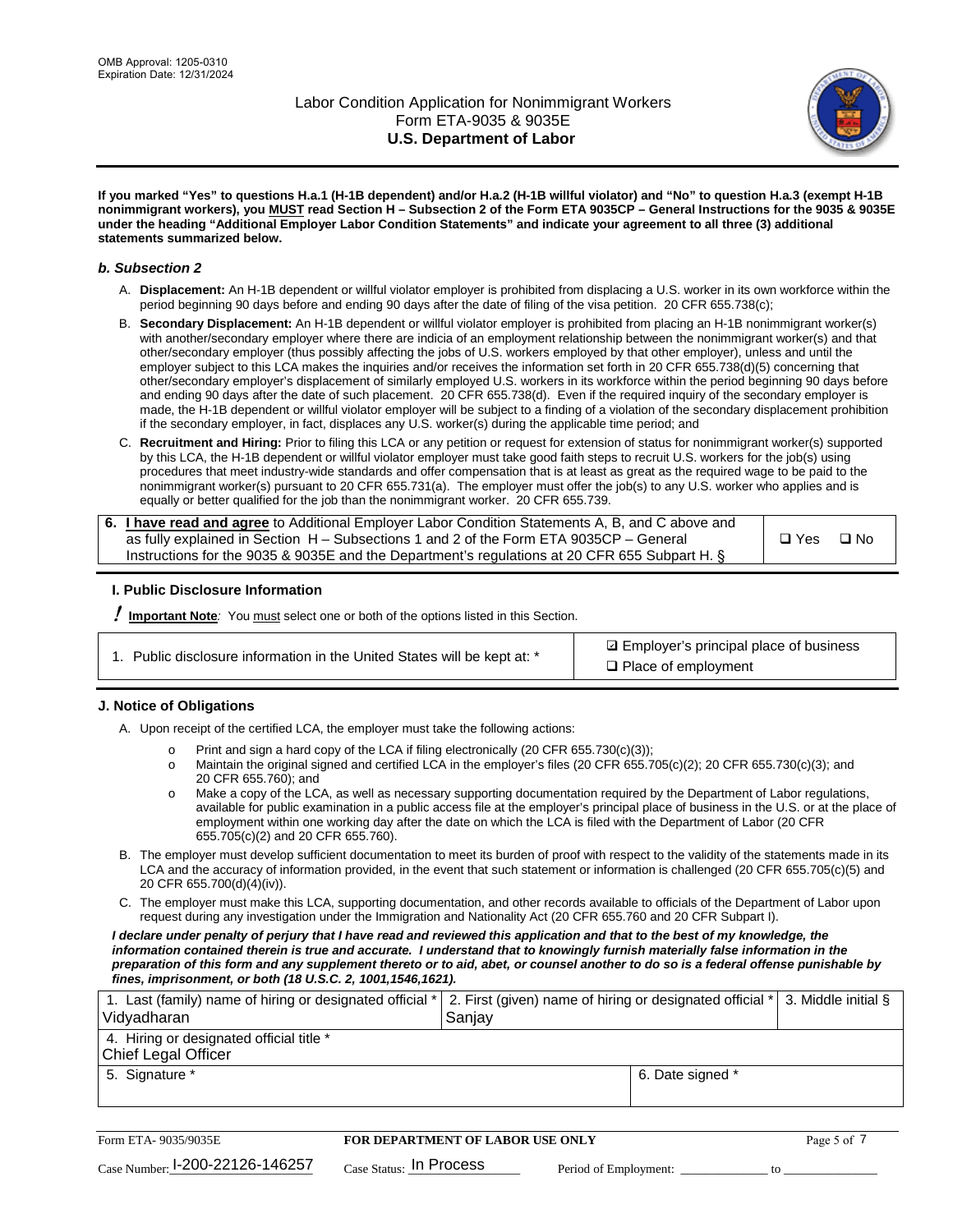**If you marked "Yes" to questions H.a.1 (H-1B dependent) and/or H.a.2 (H-1B willful violator) and "No" to question H.a.3 (exempt H-1B nonimmigrant workers), you MUST read Section H – Subsection 2 of the Form ETA 9035CP – General Instructions for the 9035 & 9035E under the heading "Additional Employer Labor Condition Statements" and indicate your agreement to all three (3) additional statements summarized below.**

### *b. Subsection 2*

A. **Displacement:** An H-1B dependent or willful violator employer is prohibited from displacing a U.S. worker in its own workforce within the period beginning 90 days before and ending 90 days after the date of filing of the visa petition. 20 CFR 655.738(c);

B. **Secondary Displacement:** An H-1B dependent or willful violator employer is prohibited from placing an H-1B nonimmigrant worker(s) with another/secondary employer where there are indicia of an employment relationship between the nonimmigrant worker(s) and that other/secondary employer (thus possibly affecting the jobs of U.S. workers employed by that other employer), unless and until the employer subject to this LCA makes the inquiries and/or receives the information set forth in 20 CFR 655.738(d)(5) concerning that other/secondary employer's displacement of similarly employed U.S. workers in its workforce within the period beginning 90 days before and ending 90 days after the date of such placement. 20 CFR 655.738(d). Even if the required inquiry of the secondary employer is made, the H-1B dependent or willful violator employer will be subject to a finding of a violation of the secondary displacement prohibition if the secondary employer, in fact, displaces any U.S. worker(s) during the applicable time period; and

C. **Recruitment and Hiring:** Prior to filing this LCA or any petition or request for extension of status for nonimmigrant worker(s) supported by this LCA, the H-1B dependent or willful violator employer must take good faith steps to recruit U.S. workers for the job(s) using procedures that meet industry-wide standards and offer compensation that is at least as great as the required wage to be paid to the nonimmigrant worker(s) pursuant to 20 CFR 655.731(a). The employer must offer the job(s) to any U.S. worker who applies and is equally or better qualified for the job than the nonimmigrant worker. 20 CFR 655.739.

| 6. **I have read and agree** to Additional Employer Labor Condition Statements A, B, and C above and as fully explained in Section H – Subsections 1 and 2 of the Form ETA 9035CP – General Instructions for the 9035 & 9035E and the Department's regulations at 20 CFR 655 Subpart H. § | ❑ Yes ❑ No |
|---|---|

### I. Public Disclosure Information

**! Important Note:** You must select one or both of the options listed in this Section.

| 1. Public disclosure information in the United States will be kept at: * | ☑ Employer's principal place of business<br>❑ Place of employment |
|---|---|

### J. Notice of Obligations

A. Upon receipt of the certified LCA, the employer must take the following actions:

- Print and sign a hard copy of the LCA if filing electronically (20 CFR 655.730(c)(3));
- Maintain the original signed and certified LCA in the employer's files (20 CFR 655.705(c)(2); 20 CFR 655.730(c)(3); and 20 CFR 655.760); and
- Make a copy of the LCA, as well as necessary supporting documentation required by the Department of Labor regulations, available for public examination in a public access file at the employer's principal place of business in the U.S. or at the place of employment within one working day after the date on which the LCA is filed with the Department of Labor (20 CFR 655.705(c)(2) and 20 CFR 655.760).

B. The employer must develop sufficient documentation to meet its burden of proof with respect to the validity of the statements made in its LCA and the accuracy of information provided, in the event that such statement or information is challenged (20 CFR 655.705(c)(5) and 20 CFR 655.700(d)(4)(iv)).

C. The employer must make this LCA, supporting documentation, and other records available to officials of the Department of Labor upon request during any investigation under the Immigration and Nationality Act (20 CFR 655.760 and 20 CFR Subpart I).

***I declare under penalty of perjury that I have read and reviewed this application and that to the best of my knowledge, the information contained therein is true and accurate. I understand that to knowingly furnish materially false information in the preparation of this form and any supplement thereto or to aid, abet, or counsel another to do so is a federal offense punishable by fines, imprisonment, or both (18 U.S.C. 2, 1001,1546,1621).***

| 1. Last (family) name of hiring or designated official * Vidyadharan | 2. First (given) name of hiring or designated official * Sanjay | 3. Middle initial § |
|---|---|---|
| 4. Hiring or designated official title * Chief Legal Officer | | |
| 5. Signature * | 6. Date signed * | |

Form ETA- 9035/9035E **FOR DEPARTMENT OF LABOR USE ONLY**

Case Number: I-200-22126-146257 Case Status: In Process Period of Employment: _____________ to _____________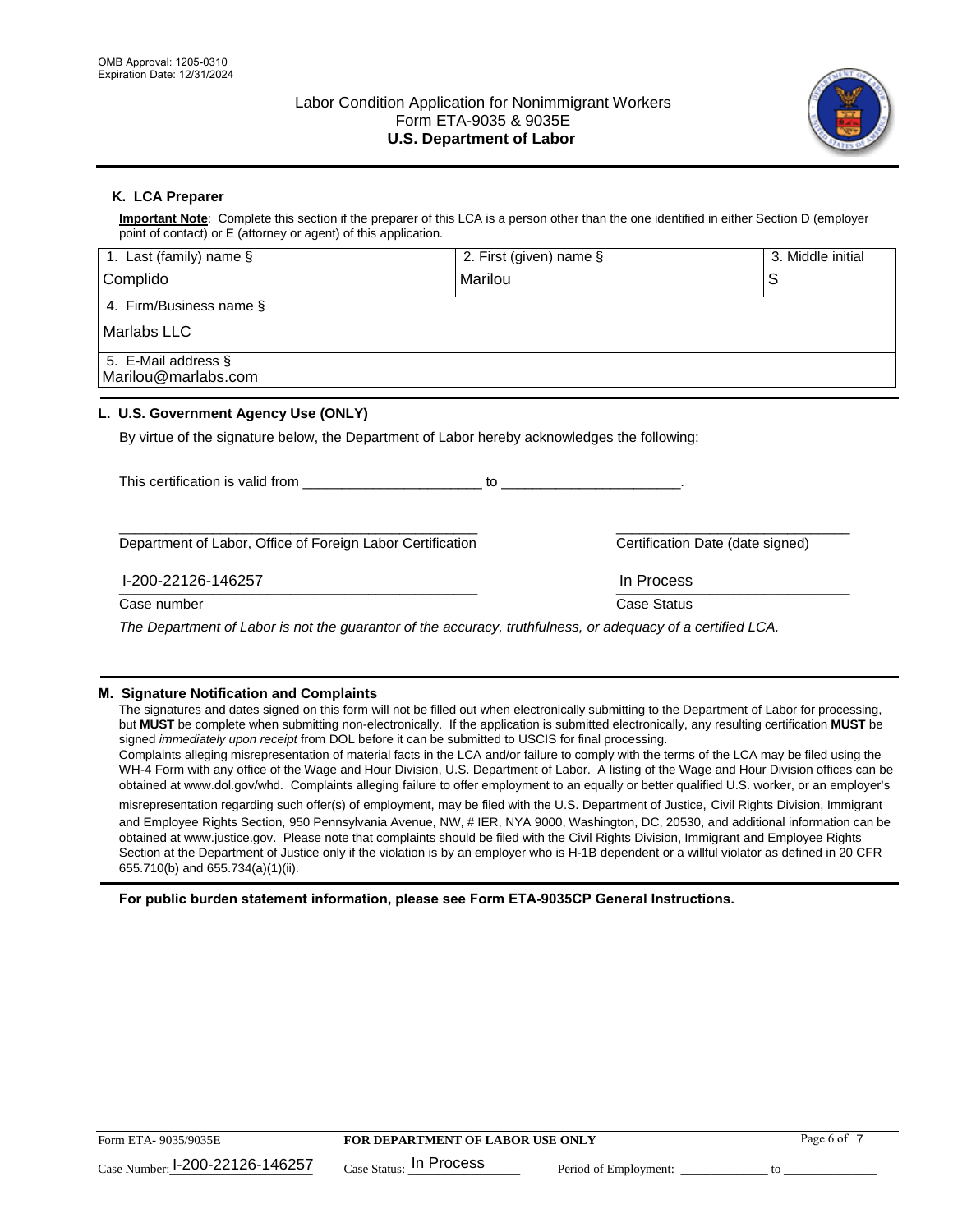OMB Approval: 1205-0310
Expiration Date: 12/31/2024

Labor Condition Application for Nonimmigrant Workers
Form ETA-9035 & 9035E
**U.S. Department of Labor**

## K. LCA Preparer

**Important Note**: Complete this section if the preparer of this LCA is a person other than the one identified in either Section D (employer point of contact) or E (attorney or agent) of this application.

| 1. Last (family) name § | 2. First (given) name § | 3. Middle initial |
|---|---|---|
| Complido | Marilou | S |
| 4. Firm/Business name § | | |
| Marlabs LLC | | |
| 5. E-Mail address § | | |
| Marilou@marlabs.com | | |

## L. U.S. Government Agency Use (ONLY)

By virtue of the signature below, the Department of Labor hereby acknowledges the following:

This certification is valid from ______________________ to ______________________.

_____________________________________________ Department of Labor, Office of Foreign Labor Certification

_____________________________ Certification Date (date signed)

I-200-22126-146257
Case number

In Process
Case Status

*The Department of Labor is not the guarantor of the accuracy, truthfulness, or adequacy of a certified LCA.*

## M. Signature Notification and Complaints

The signatures and dates signed on this form will not be filled out when electronically submitting to the Department of Labor for processing, but **MUST** be complete when submitting non-electronically. If the application is submitted electronically, any resulting certification **MUST** be signed *immediately upon receipt* from DOL before it can be submitted to USCIS for final processing.

Complaints alleging misrepresentation of material facts in the LCA and/or failure to comply with the terms of the LCA may be filed using the WH-4 Form with any office of the Wage and Hour Division, U.S. Department of Labor. A listing of the Wage and Hour Division offices can be obtained at www.dol.gov/whd. Complaints alleging failure to offer employment to an equally or better qualified U.S. worker, or an employer's misrepresentation regarding such offer(s) of employment, may be filed with the U.S. Department of Justice, Civil Rights Division, Immigrant and Employee Rights Section, 950 Pennsylvania Avenue, NW, # IER, NYA 9000, Washington, DC, 20530, and additional information can be obtained at www.justice.gov. Please note that complaints should be filed with the Civil Rights Division, Immigrant and Employee Rights Section at the Department of Justice only if the violation is by an employer who is H-1B dependent or a willful violator as defined in 20 CFR 655.710(b) and 655.734(a)(1)(ii).

**For public burden statement information, please see Form ETA-9035CP General Instructions.**

Form ETA- 9035/9035E | **FOR DEPARTMENT OF LABOR USE ONLY**

Case Number: I-200-22126-146257 Case Status: In Process Period of Employment: _____________ to _____________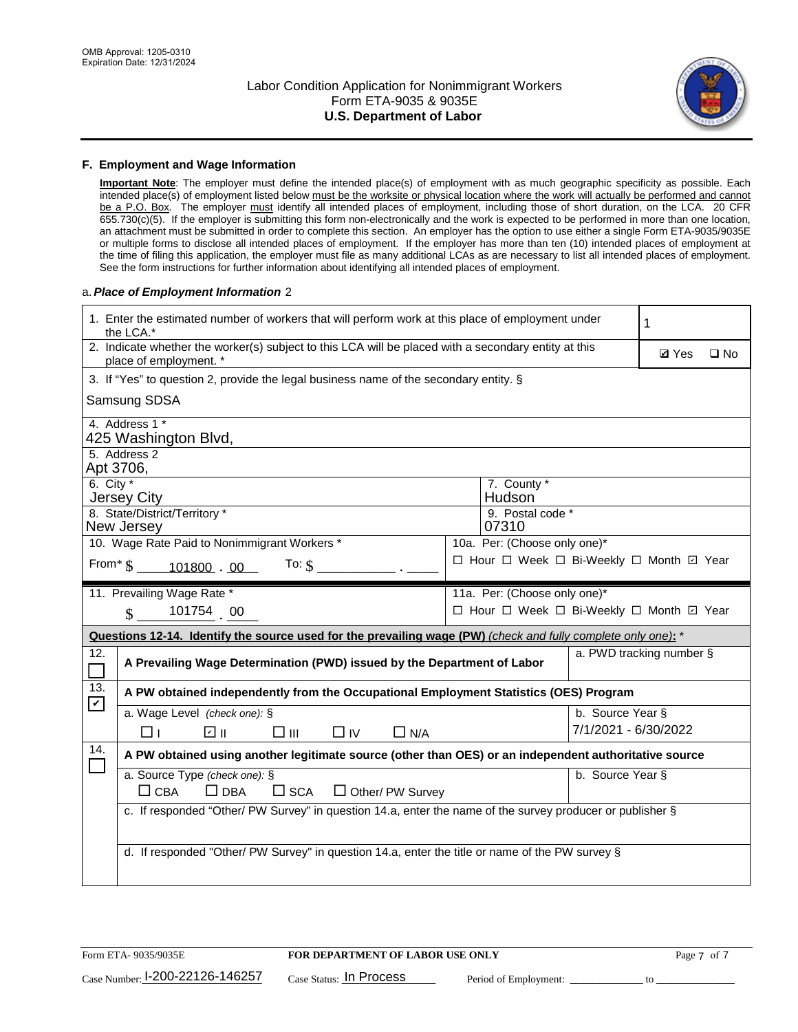OMB Approval: 1205-0310
Expiration Date: 12/31/2024

# Labor Condition Application for Nonimmigrant Workers
Form ETA-9035 & 9035E
**U.S. Department of Labor**

### F. Employment and Wage Information

**Important Note**: The employer must define the intended place(s) of employment with as much geographic specificity as possible. Each intended place(s) of employment listed below must be the worksite or physical location where the work will actually be performed and cannot be a P.O. Box. The employer must identify all intended places of employment, including those of short duration, on the LCA. 20 CFR 655.730(c)(5). If the employer is submitting this form non-electronically and the work is expected to be performed in more than one location, an attachment must be submitted in order to complete this section. An employer has the option to use either a single Form ETA-9035/9035E or multiple forms to disclose all intended places of employment. If the employer has more than ten (10) intended places of employment at the time of filing this application, the employer must file as many additional LCAs as are necessary to list all intended places of employment. See the form instructions for further information about identifying all intended places of employment.

a. ***Place of Employment Information*** 2

1. Enter the estimated number of workers that will perform work at this place of employment under the LCA.* **1**

2. Indicate whether the worker(s) subject to this LCA will be placed with a secondary entity at this place of employment. * ☑ Yes ☐ No

3. If "Yes" to question 2, provide the legal business name of the secondary entity. §

Samsung SDSA

4. Address 1 *
425 Washington Blvd,

5. Address 2
Apt 3706,

| | |
|---|---|
| 6. City * Jersey City | 7. County * Hudson |
| 8. State/District/Territory * New Jersey | 9. Postal code * 07310 |
| 10. Wage Rate Paid to Nonimmigrant Workers * From* $ 101800 . 00 To: $ ________ . ____ | 10a. Per: (Choose only one)* ☐ Hour ☐ Week ☐ Bi-Weekly ☐ Month ☑ Year |
| 11. Prevailing Wage Rate * $ 101754 . 00 | 11a. Per: (Choose only one)* ☐ Hour ☐ Week ☐ Bi-Weekly ☐ Month ☑ Year |

**Questions 12-14. Identify the source used for the prevailing wage (PW)** *(check and fully complete only one)*: *

12. ☐ **A Prevailing Wage Determination (PWD) issued by the Department of Labor** — a. PWD tracking number §

13. ☑ **A PW obtained independently from the Occupational Employment Statistics (OES) Program**
- a. Wage Level *(check one):* § ☐ I ☑ II ☐ III ☐ IV ☐ N/A
- b. Source Year § 7/1/2021 - 6/30/2022

14. ☐ **A PW obtained using another legitimate source (other than OES) or an independent authoritative source**
- a. Source Type *(check one):* § ☐ CBA ☐ DBA ☐ SCA ☐ Other/ PW Survey
- b. Source Year §
- c. If responded "Other/ PW Survey" in question 14.a, enter the name of the survey producer or publisher §
- d. If responded "Other/ PW Survey" in question 14.a, enter the title or name of the PW survey §

Form ETA- 9035/9035E — **FOR DEPARTMENT OF LABOR USE ONLY**

Case Number: I-200-22126-146257 Case Status: In Process Period of Employment: ____________ to ____________